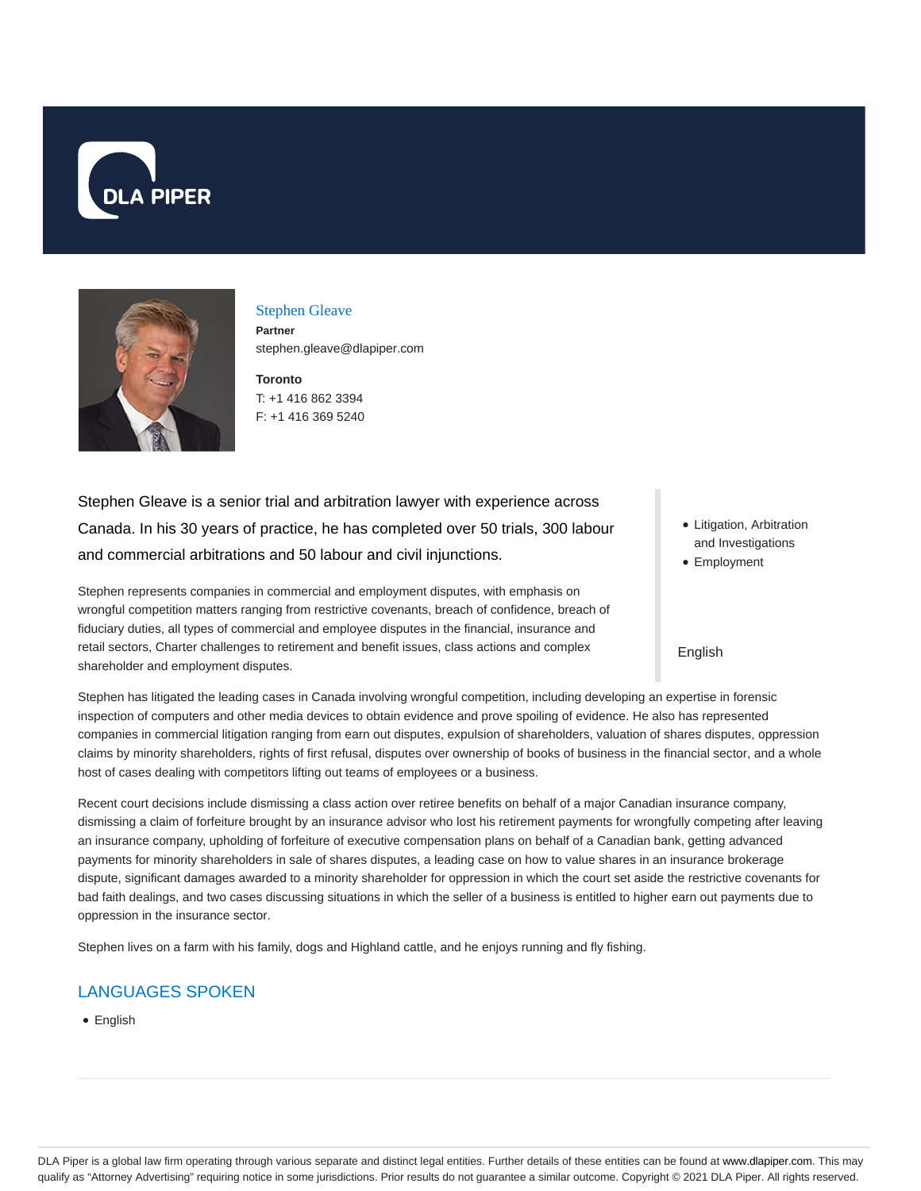DLA PIPER

# Stephen Gleave

**Partner**

stephen.gleave@dlapiper.com

**Toronto**

T: +1 416 862 3394

F: +1 416 369 5240

Stephen Gleave is a senior trial and arbitration lawyer with experience across Canada. In his 30 years of practice, he has completed over 50 trials, 300 labour and commercial arbitrations and 50 labour and civil injunctions.

- Litigation, Arbitration and Investigations
- Employment

English

Stephen represents companies in commercial and employment disputes, with emphasis on wrongful competition matters ranging from restrictive covenants, breach of confidence, breach of fiduciary duties, all types of commercial and employee disputes in the financial, insurance and retail sectors, Charter challenges to retirement and benefit issues, class actions and complex shareholder and employment disputes.

Stephen has litigated the leading cases in Canada involving wrongful competition, including developing an expertise in forensic inspection of computers and other media devices to obtain evidence and prove spoiling of evidence. He also has represented companies in commercial litigation ranging from earn out disputes, expulsion of shareholders, valuation of shares disputes, oppression claims by minority shareholders, rights of first refusal, disputes over ownership of books of business in the financial sector, and a whole host of cases dealing with competitors lifting out teams of employees or a business.

Recent court decisions include dismissing a class action over retiree benefits on behalf of a major Canadian insurance company, dismissing a claim of forfeiture brought by an insurance advisor who lost his retirement payments for wrongfully competing after leaving an insurance company, upholding of forfeiture of executive compensation plans on behalf of a Canadian bank, getting advanced payments for minority shareholders in sale of shares disputes, a leading case on how to value shares in an insurance brokerage dispute, significant damages awarded to a minority shareholder for oppression in which the court set aside the restrictive covenants for bad faith dealings, and two cases discussing situations in which the seller of a business is entitled to higher earn out payments due to oppression in the insurance sector.

Stephen lives on a farm with his family, dogs and Highland cattle, and he enjoys running and fly fishing.

## LANGUAGES SPOKEN

- English

DLA Piper is a global law firm operating through various separate and distinct legal entities. Further details of these entities can be found at www.dlapiper.com. This may qualify as "Attorney Advertising" requiring notice in some jurisdictions. Prior results do not guarantee a similar outcome. Copyright © 2021 DLA Piper. All rights reserved.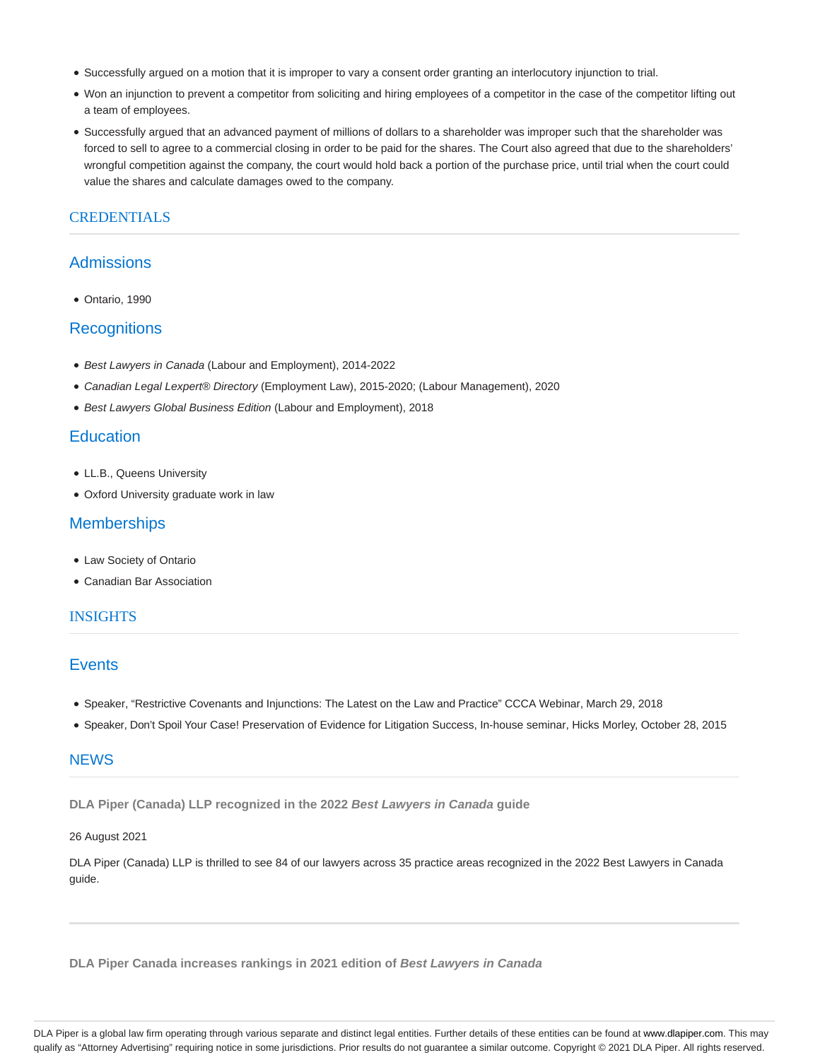- Successfully argued on a motion that it is improper to vary a consent order granting an interlocutory injunction to trial.
- Won an injunction to prevent a competitor from soliciting and hiring employees of a competitor in the case of the competitor lifting out a team of employees.
- Successfully argued that an advanced payment of millions of dollars to a shareholder was improper such that the shareholder was forced to sell to agree to a commercial closing in order to be paid for the shares. The Court also agreed that due to the shareholders' wrongful competition against the company, the court would hold back a portion of the purchase price, until trial when the court could value the shares and calculate damages owed to the company.

## CREDENTIALS

### Admissions

- Ontario, 1990

### Recognitions

- *Best Lawyers in Canada* (Labour and Employment), 2014-2022
- *Canadian Legal Lexpert® Directory* (Employment Law), 2015-2020; (Labour Management), 2020
- *Best Lawyers Global Business Edition* (Labour and Employment), 2018

### Education

- LL.B., Queens University
- Oxford University graduate work in law

### Memberships

- Law Society of Ontario
- Canadian Bar Association

## INSIGHTS

### Events

- Speaker, "Restrictive Covenants and Injunctions: The Latest on the Law and Practice" CCCA Webinar, March 29, 2018
- Speaker, Don't Spoil Your Case! Preservation of Evidence for Litigation Success, In-house seminar, Hicks Morley, October 28, 2015

## NEWS

**DLA Piper (Canada) LLP recognized in the 2022 *Best Lawyers in Canada* guide**

26 August 2021

DLA Piper (Canada) LLP is thrilled to see 84 of our lawyers across 35 practice areas recognized in the 2022 Best Lawyers in Canada guide.

---

**DLA Piper Canada increases rankings in 2021 edition of *Best Lawyers in Canada***

DLA Piper is a global law firm operating through various separate and distinct legal entities. Further details of these entities can be found at www.dlapiper.com. This may qualify as "Attorney Advertising" requiring notice in some jurisdictions. Prior results do not guarantee a similar outcome. Copyright © 2021 DLA Piper. All rights reserved.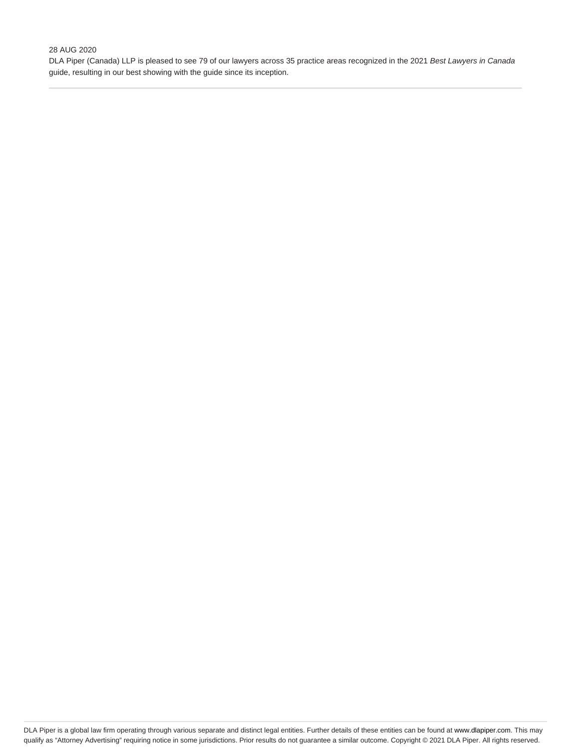28 AUG 2020

DLA Piper (Canada) LLP is pleased to see 79 of our lawyers across 35 practice areas recognized in the 2021 *Best Lawyers in Canada* guide, resulting in our best showing with the guide since its inception.